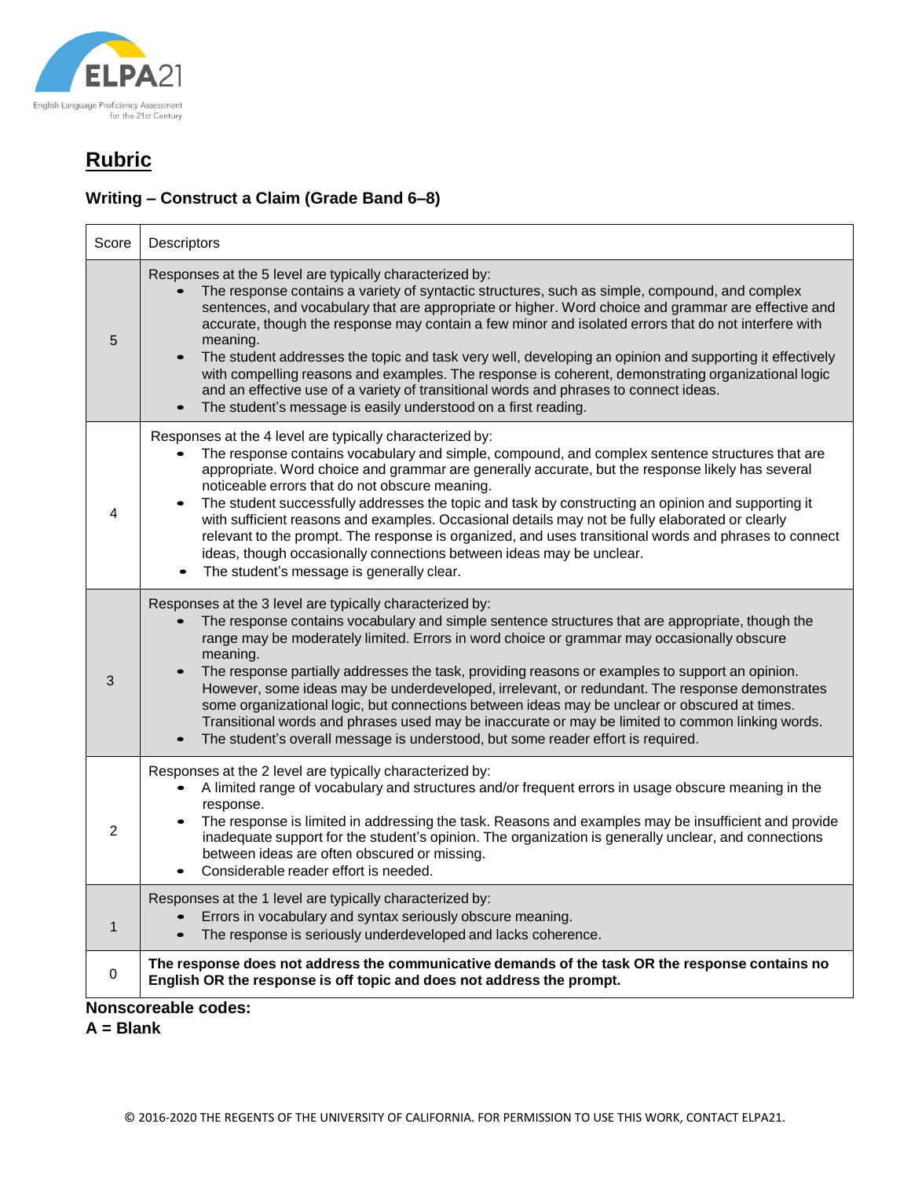ELPA21

English Language Proficiency Assessment for the 21st Century

# Rubric

### Writing – Construct a Claim (Grade Band 6–8)

| Score | Descriptors |
|---|---|
| 5 | Responses at the 5 level are typically characterized by:<br>• The response contains a variety of syntactic structures, such as simple, compound, and complex sentences, and vocabulary that are appropriate or higher. Word choice and grammar are effective and accurate, though the response may contain a few minor and isolated errors that do not interfere with meaning.<br>• The student addresses the topic and task very well, developing an opinion and supporting it effectively with compelling reasons and examples. The response is coherent, demonstrating organizational logic and an effective use of a variety of transitional words and phrases to connect ideas.<br>• The student's message is easily understood on a first reading. |
| 4 | Responses at the 4 level are typically characterized by:<br>• The response contains vocabulary and simple, compound, and complex sentence structures that are appropriate. Word choice and grammar are generally accurate, but the response likely has several noticeable errors that do not obscure meaning.<br>• The student successfully addresses the topic and task by constructing an opinion and supporting it with sufficient reasons and examples. Occasional details may not be fully elaborated or clearly relevant to the prompt. The response is organized, and uses transitional words and phrases to connect ideas, though occasionally connections between ideas may be unclear.<br>• The student's message is generally clear. |
| 3 | Responses at the 3 level are typically characterized by:<br>• The response contains vocabulary and simple sentence structures that are appropriate, though the range may be moderately limited. Errors in word choice or grammar may occasionally obscure meaning.<br>• The response partially addresses the task, providing reasons or examples to support an opinion. However, some ideas may be underdeveloped, irrelevant, or redundant. The response demonstrates some organizational logic, but connections between ideas may be unclear or obscured at times. Transitional words and phrases used may be inaccurate or may be limited to common linking words.<br>• The student's overall message is understood, but some reader effort is required. |
| 2 | Responses at the 2 level are typically characterized by:<br>• A limited range of vocabulary and structures and/or frequent errors in usage obscure meaning in the response.<br>• The response is limited in addressing the task. Reasons and examples may be insufficient and provide inadequate support for the student's opinion. The organization is generally unclear, and connections between ideas are often obscured or missing.<br>• Considerable reader effort is needed. |
| 1 | Responses at the 1 level are typically characterized by:<br>• Errors in vocabulary and syntax seriously obscure meaning.<br>• The response is seriously underdeveloped and lacks coherence. |
| 0 | **The response does not address the communicative demands of the task OR the response contains no English OR the response is off topic and does not address the prompt.** |

**Nonscoreable codes:**

**A = Blank**

© 2016-2020 THE REGENTS OF THE UNIVERSITY OF CALIFORNIA. FOR PERMISSION TO USE THIS WORK, CONTACT ELPA21.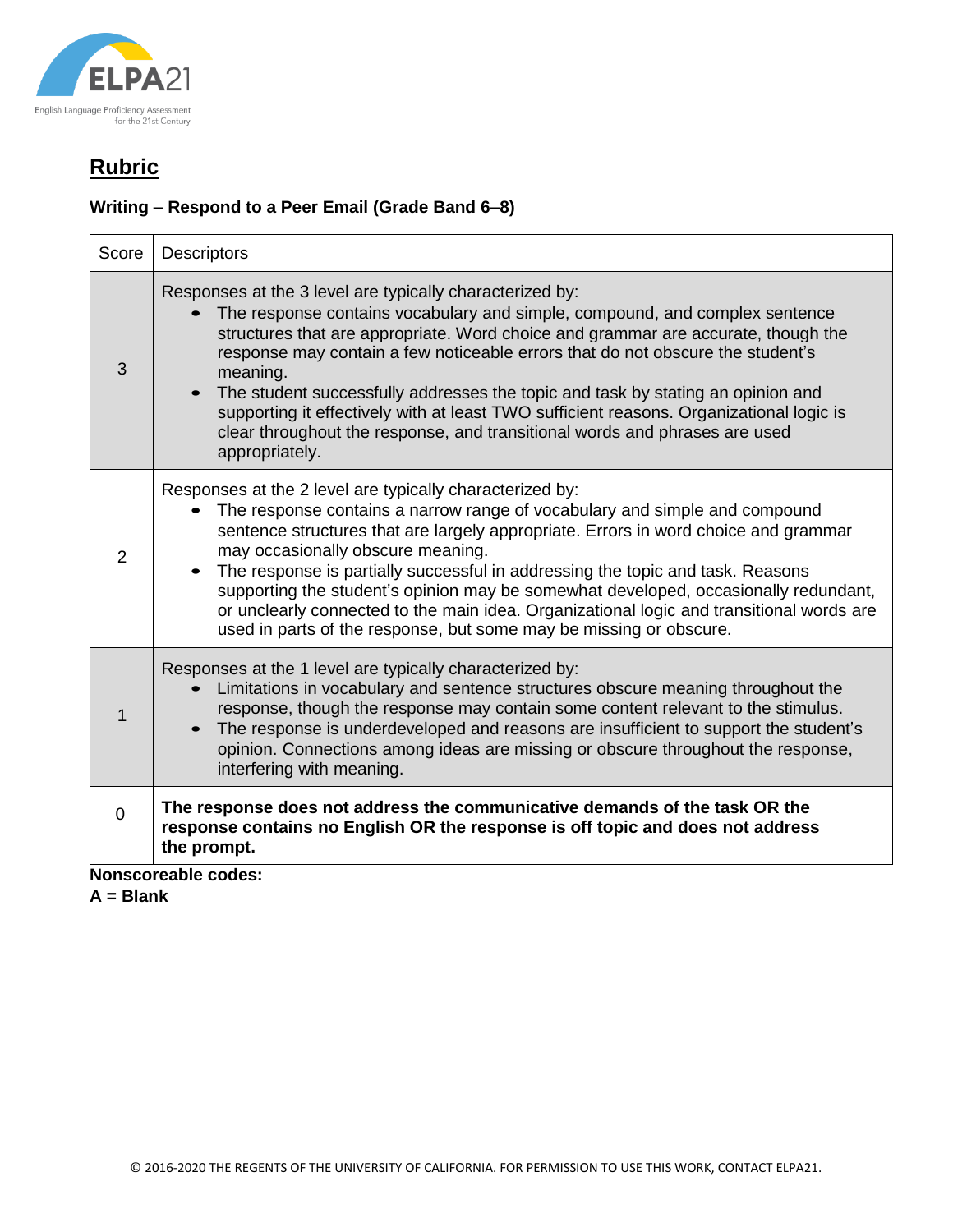## Rubric

### Writing – Respond to a Peer Email (Grade Band 6–8)

| Score | Descriptors |
|---|---|
| 3 | Responses at the 3 level are typically characterized by:<br>• The response contains vocabulary and simple, compound, and complex sentence structures that are appropriate. Word choice and grammar are accurate, though the response may contain a few noticeable errors that do not obscure the student's meaning.<br>• The student successfully addresses the topic and task by stating an opinion and supporting it effectively with at least TWO sufficient reasons. Organizational logic is clear throughout the response, and transitional words and phrases are used appropriately. |
| 2 | Responses at the 2 level are typically characterized by:<br>• The response contains a narrow range of vocabulary and simple and compound sentence structures that are largely appropriate. Errors in word choice and grammar may occasionally obscure meaning.<br>• The response is partially successful in addressing the topic and task. Reasons supporting the student's opinion may be somewhat developed, occasionally redundant, or unclearly connected to the main idea. Organizational logic and transitional words are used in parts of the response, but some may be missing or obscure. |
| 1 | Responses at the 1 level are typically characterized by:<br>• Limitations in vocabulary and sentence structures obscure meaning throughout the response, though the response may contain some content relevant to the stimulus.<br>• The response is underdeveloped and reasons are insufficient to support the student's opinion. Connections among ideas are missing or obscure throughout the response, interfering with meaning. |
| 0 | **The response does not address the communicative demands of the task OR the response contains no English OR the response is off topic and does not address the prompt.** |

**Nonscoreable codes:**
**A = Blank**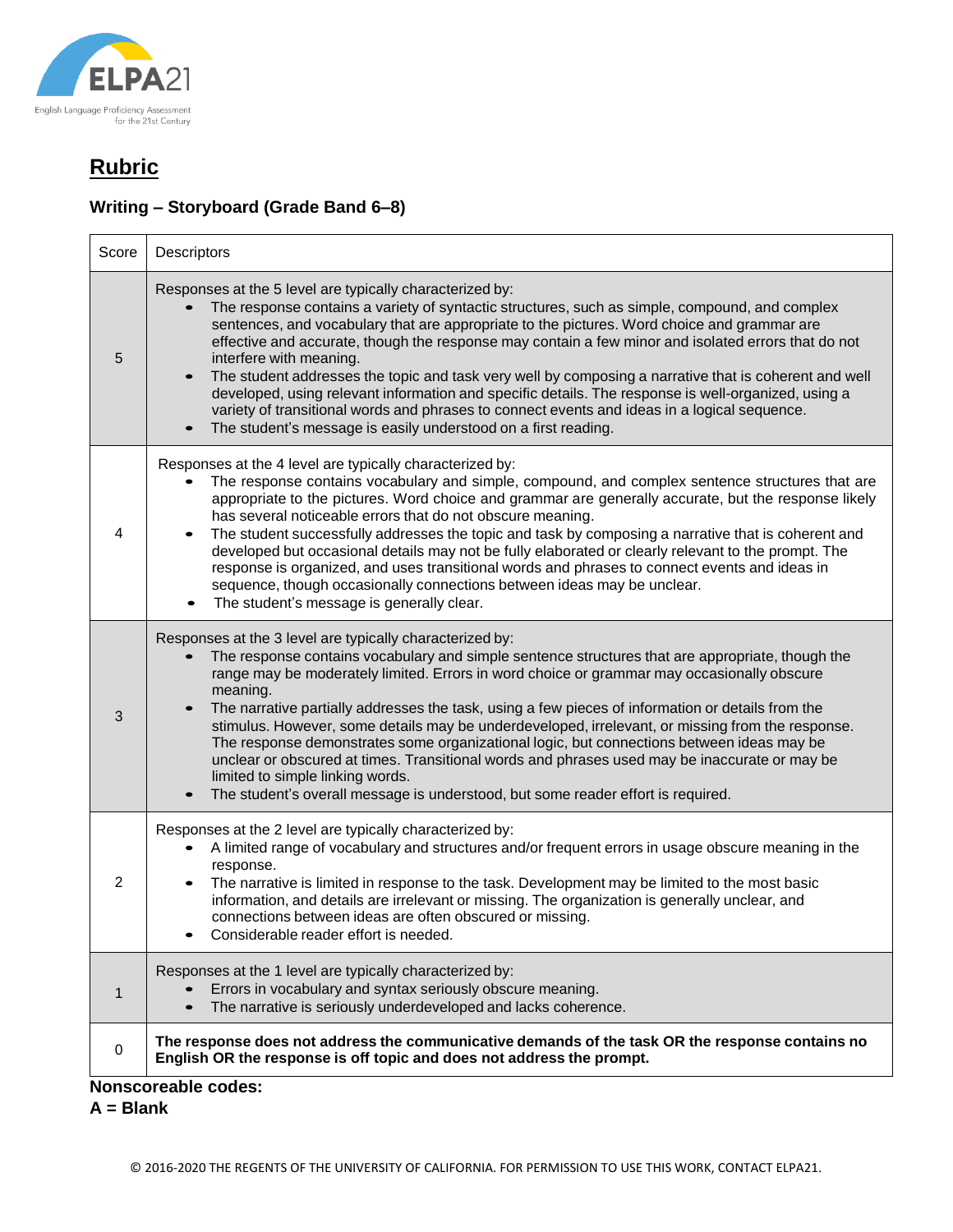# Rubric

### Writing – Storyboard (Grade Band 6–8)

| Score | Descriptors |
| --- | --- |
| 5 | Responses at the 5 level are typically characterized by:<br>• The response contains a variety of syntactic structures, such as simple, compound, and complex sentences, and vocabulary that are appropriate to the pictures. Word choice and grammar are effective and accurate, though the response may contain a few minor and isolated errors that do not interfere with meaning.<br>• The student addresses the topic and task very well by composing a narrative that is coherent and well developed, using relevant information and specific details. The response is well-organized, using a variety of transitional words and phrases to connect events and ideas in a logical sequence.<br>• The student's message is easily understood on a first reading. |
| 4 | Responses at the 4 level are typically characterized by:<br>• The response contains vocabulary and simple, compound, and complex sentence structures that are appropriate to the pictures. Word choice and grammar are generally accurate, but the response likely has several noticeable errors that do not obscure meaning.<br>• The student successfully addresses the topic and task by composing a narrative that is coherent and developed but occasional details may not be fully elaborated or clearly relevant to the prompt. The response is organized, and uses transitional words and phrases to connect events and ideas in sequence, though occasionally connections between ideas may be unclear.<br>• The student's message is generally clear. |
| 3 | Responses at the 3 level are typically characterized by:<br>• The response contains vocabulary and simple sentence structures that are appropriate, though the range may be moderately limited. Errors in word choice or grammar may occasionally obscure meaning.<br>• The narrative partially addresses the task, using a few pieces of information or details from the stimulus. However, some details may be underdeveloped, irrelevant, or missing from the response. The response demonstrates some organizational logic, but connections between ideas may be unclear or obscured at times. Transitional words and phrases used may be inaccurate or may be limited to simple linking words.<br>• The student's overall message is understood, but some reader effort is required. |
| 2 | Responses at the 2 level are typically characterized by:<br>• A limited range of vocabulary and structures and/or frequent errors in usage obscure meaning in the response.<br>• The narrative is limited in response to the task. Development may be limited to the most basic information, and details are irrelevant or missing. The organization is generally unclear, and connections between ideas are often obscured or missing.<br>• Considerable reader effort is needed. |
| 1 | Responses at the 1 level are typically characterized by:<br>• Errors in vocabulary and syntax seriously obscure meaning.<br>• The narrative is seriously underdeveloped and lacks coherence. |
| 0 | **The response does not address the communicative demands of the task OR the response contains no English OR the response is off topic and does not address the prompt.** |

**Nonscoreable codes:**
**A = Blank**

© 2016-2020 THE REGENTS OF THE UNIVERSITY OF CALIFORNIA. FOR PERMISSION TO USE THIS WORK, CONTACT ELPA21.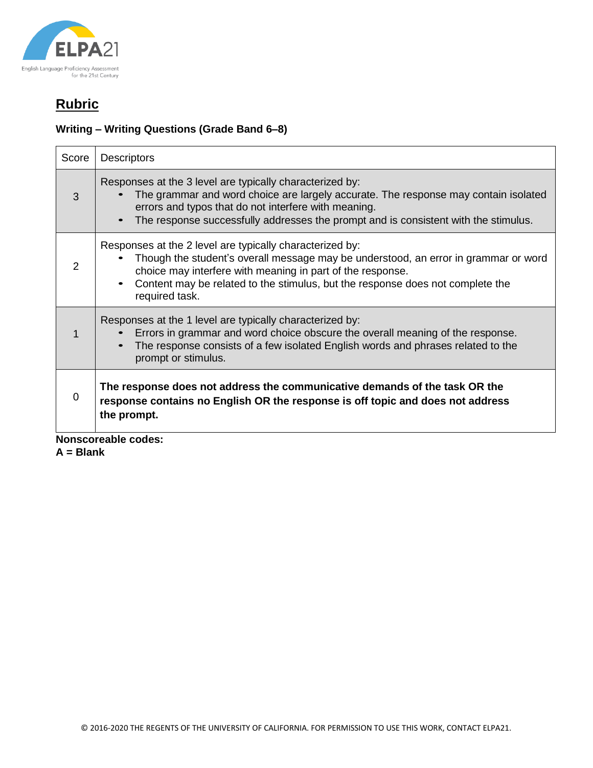ELPA21

English Language Proficiency Assessment for the 21st Century

## Rubric

### Writing – Writing Questions (Grade Band 6–8)

| Score | Descriptors |
|---|---|
| 3 | Responses at the 3 level are typically characterized by:<br>• The grammar and word choice are largely accurate. The response may contain isolated errors and typos that do not interfere with meaning.<br>• The response successfully addresses the prompt and is consistent with the stimulus. |
| 2 | Responses at the 2 level are typically characterized by:<br>• Though the student's overall message may be understood, an error in grammar or word choice may interfere with meaning in part of the response.<br>• Content may be related to the stimulus, but the response does not complete the required task. |
| 1 | Responses at the 1 level are typically characterized by:<br>• Errors in grammar and word choice obscure the overall meaning of the response.<br>• The response consists of a few isolated English words and phrases related to the prompt or stimulus. |
| 0 | **The response does not address the communicative demands of the task OR the response contains no English OR the response is off topic and does not address the prompt.** |

**Nonscoreable codes:**
**A = Blank**

© 2016-2020 THE REGENTS OF THE UNIVERSITY OF CALIFORNIA. FOR PERMISSION TO USE THIS WORK, CONTACT ELPA21.